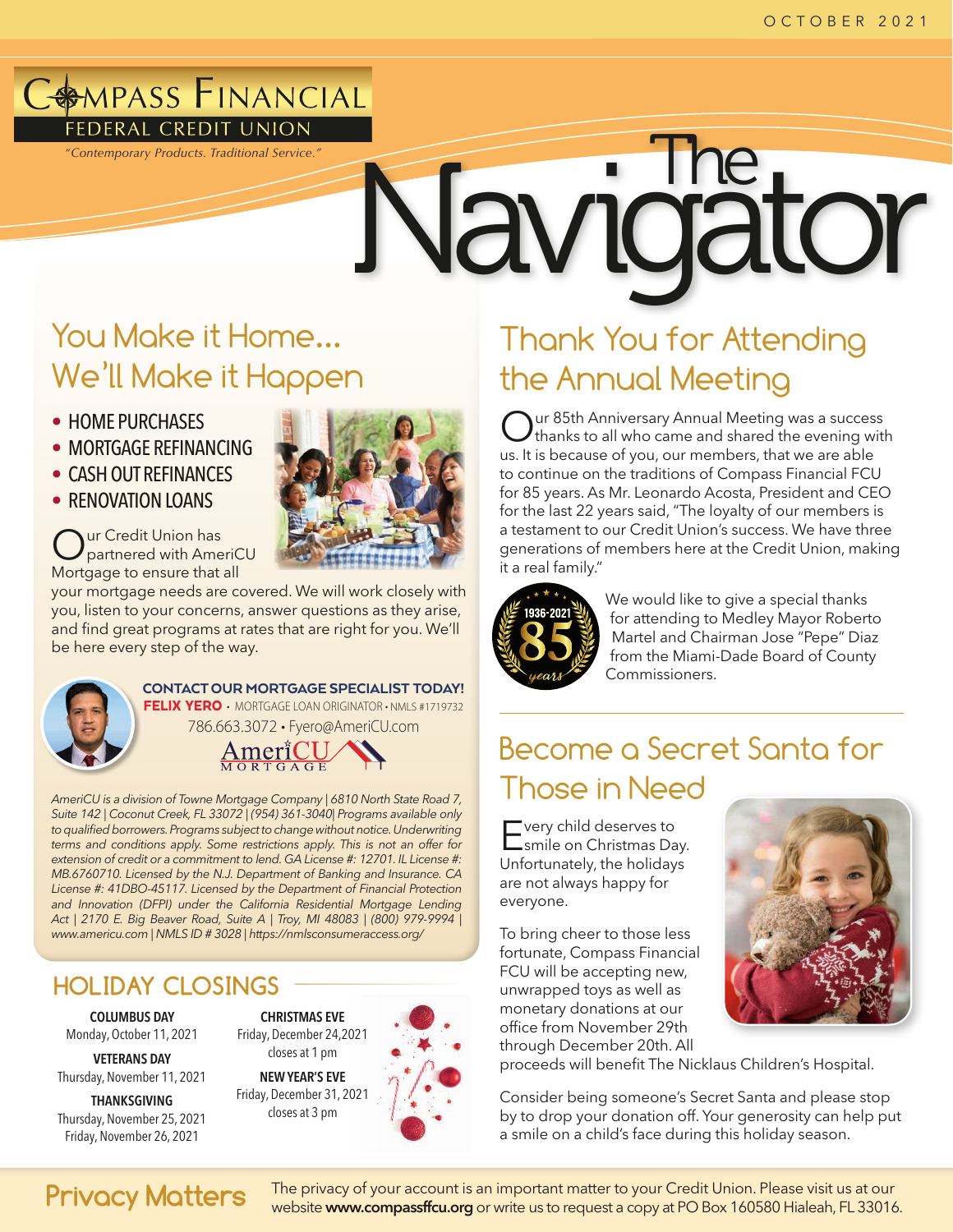OCTOBER 2021

# Compass Financial Federal Credit Union

*"Contemporary Products. Traditional Service."*

# The Navigator

## You Make it Home... We'll Make it Happen

- HOME PURCHASES
- MORTGAGE REFINANCING
- CASH OUT REFINANCES
- RENOVATION LOANS

Our Credit Union has partnered with AmeriCU Mortgage to ensure that all your mortgage needs are covered. We will work closely with you, listen to your concerns, answer questions as they arise, and find great programs at rates that are right for you. We'll be here every step of the way.

**CONTACT OUR MORTGAGE SPECIALIST TODAY!**

**FELIX YERO** • MORTGAGE LOAN ORIGINATOR • NMLS #1719732

786.663.3072 • Fyero@AmeriCU.com

AmeriCU MORTGAGE

*AmeriCU is a division of Towne Mortgage Company | 6810 North State Road 7, Suite 142 | Coconut Creek, FL 33072 | (954) 361-3040| Programs available only to qualified borrowers. Programs subject to change without notice. Underwriting terms and conditions apply. Some restrictions apply. This is not an offer for extension of credit or a commitment to lend. GA License #: 12701. IL License #: MB.6760710. Licensed by the N.J. Department of Banking and Insurance. CA License #: 41DBO-45117. Licensed by the Department of Financial Protection and Innovation (DFPI) under the California Residential Mortgage Lending Act | 2170 E. Big Beaver Road, Suite A | Troy, MI 48083 | (800) 979-9994 | www.americu.com | NMLS ID # 3028 | https://nmlsconsumeraccess.org/*

## HOLIDAY CLOSINGS

**COLUMBUS DAY**
Monday, October 11, 2021

**VETERANS DAY**
Thursday, November 11, 2021

**THANKSGIVING**
Thursday, November 25, 2021
Friday, November 26, 2021

**CHRISTMAS EVE**
Friday, December 24,2021
closes at 1 pm

**NEW YEAR'S EVE**
Friday, December 31, 2021
closes at 3 pm

## Thank You for Attending the Annual Meeting

Our 85th Anniversary Annual Meeting was a success thanks to all who came and shared the evening with us. It is because of you, our members, that we are able to continue on the traditions of Compass Financial FCU for 85 years. As Mr. Leonardo Acosta, President and CEO for the last 22 years said, "The loyalty of our members is a testament to our Credit Union's success. We have three generations of members here at the Credit Union, making it a real family."

1936-2021 85 years

We would like to give a special thanks for attending to Medley Mayor Roberto Martel and Chairman Jose "Pepe" Diaz from the Miami-Dade Board of County Commissioners.

## Become a Secret Santa for Those in Need

Every child deserves to smile on Christmas Day. Unfortunately, the holidays are not always happy for everyone.

To bring cheer to those less fortunate, Compass Financial FCU will be accepting new, unwrapped toys as well as monetary donations at our office from November 29th through December 20th. All proceeds will benefit The Nicklaus Children's Hospital.

Consider being someone's Secret Santa and please stop by to drop your donation off. Your generosity can help put a smile on a child's face during this holiday season.

## Privacy Matters

The privacy of your account is an important matter to your Credit Union. Please visit us at our website **www.compassffcu.org** or write us to request a copy at PO Box 160580 Hialeah, FL 33016.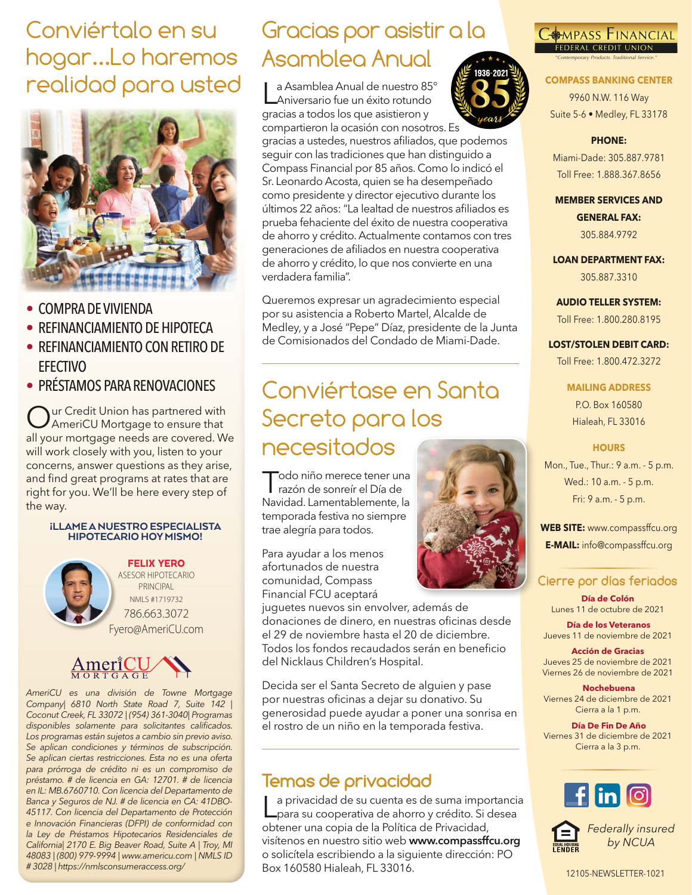# Conviértalo en su hogar...Lo haremos realidad para usted

- COMPRA DE VIVIENDA
- REFINANCIAMIENTO DE HIPOTECA
- REFINANCIAMIENTO CON RETIRO DE EFECTIVO
- PRÉSTAMOS PARA RENOVACIONES

Our Credit Union has partnered with AmeriCU Mortgage to ensure that all your mortgage needs are covered. We will work closely with you, listen to your concerns, answer questions as they arise, and find great programs at rates that are right for you. We'll be here every step of the way.

**¡LLAME A NUESTRO ESPECIALISTA HIPOTECARIO HOY MISMO!**

**FELIX YERO**
ASESOR HIPOTECARIO PRINCIPAL
NMLS #1719732
786.663.3072
Fyero@AmeriCU.com

AmeriCU MORTGAGE

*AmeriCU es una división de Towne Mortgage Company| 6810 North State Road 7, Suite 142 | Coconut Creek, FL 33072 | (954) 361-3040| Programas disponibles solamente para solicitantes calificados. Los programas están sujetos a cambio sin previo aviso. Se aplican condiciones y términos de subscripción. Se aplican ciertas restricciones. Esta no es una oferta para prórroga de crédito ni es un compromiso de préstamo. # de licencia en GA: 12701. # de licencia en IL: MB.6760710. Con licencia del Departamento de Banca y Seguros de NJ. # de licencia en CA: 41DBO-45117. Con licencia del Departamento de Protección e Innovación Financieras (DFPI) de conformidad con la Ley de Préstamos Hipotecarios Residenciales de California| 2170 E. Big Beaver Road, Suite A | Troy, MI 48083 | (800) 979-9994 | www.americu.com | NMLS ID # 3028 | https://nmlsconsumeraccess.org/*

# Gracias por asistir a la Asamblea Anual

1936-2021 85 years

La Asamblea Anual de nuestro 85° Aniversario fue un éxito rotundo gracias a todos los que asistieron y compartieron la ocasión con nosotros. Es gracias a ustedes, nuestros afiliados, que podemos seguir con las tradiciones que han distinguido a Compass Financial por 85 años. Como lo indicó el Sr. Leonardo Acosta, quien se ha desempeñado como presidente y director ejecutivo durante los últimos 22 años: "La lealtad de nuestros afiliados es prueba fehaciente del éxito de nuestra cooperativa de ahorro y crédito. Actualmente contamos con tres generaciones de afiliados en nuestra cooperativa de ahorro y crédito, lo que nos convierte en una verdadera familia".

Queremos expresar un agradecimiento especial por su asistencia a Roberto Martel, Alcalde de Medley, y a José "Pepe" Díaz, presidente de la Junta de Comisionados del Condado de Miami-Dade.

# Conviértase en Santa Secreto para los necesitados

Todo niño merece tener una razón de sonreír el Día de Navidad. Lamentablemente, la temporada festiva no siempre trae alegría para todos.

Para ayudar a los menos afortunados de nuestra comunidad, Compass Financial FCU aceptará juguetes nuevos sin envolver, además de donaciones de dinero, en nuestras oficinas desde el 29 de noviembre hasta el 20 de diciembre. Todos los fondos recaudados serán en beneficio del Nicklaus Children's Hospital.

Decida ser el Santa Secreto de alguien y pase por nuestras oficinas a dejar su donativo. Su generosidad puede ayudar a poner una sonrisa en el rostro de un niño en la temporada festiva.

# Temas de privacidad

La privacidad de su cuenta es de suma importancia para su cooperativa de ahorro y crédito. Si desea obtener una copia de la Política de Privacidad, visítenos en nuestro sitio web **www.compassffcu.org** o solicítela escribiendo a la siguiente dirección: PO Box 160580 Hialeah, FL 33016.

**COMPASS FINANCIAL FEDERAL CREDIT UNION**
*"Contemporary Products. Traditional Service."*

**COMPASS BANKING CENTER**
9960 N.W. 116 Way
Suite 5-6 • Medley, FL 33178

**PHONE:**
Miami-Dade: 305.887.9781
Toll Free: 1.888.367.8656

**MEMBER SERVICES AND GENERAL FAX:**
305.884.9792

**LOAN DEPARTMENT FAX:**
305.887.3310

**AUDIO TELLER SYSTEM:**
Toll Free: 1.800.280.8195

**LOST/STOLEN DEBIT CARD:**
Toll Free: 1.800.472.3272

**MAILING ADDRESS**
P.O. Box 160580
Hialeah, FL 33016

**HOURS**
Mon., Tue., Thur.: 9 a.m. - 5 p.m.
Wed.: 10 a.m. - 5 p.m.
Fri: 9 a.m. - 5 p.m.

**WEB SITE:** www.compassffcu.org
**E-MAIL:** info@compassffcu.org

## Cierre por días feriados

**Día de Colón**
Lunes 11 de octubre de 2021

**Día de los Veteranos**
Jueves 11 de noviembre de 2021

**Acción de Gracias**
Jueves 25 de noviembre de 2021
Viernes 26 de noviembre de 2021

**Nochebuena**
Viernes 24 de diciembre de 2021
Cierra a la 1 p.m.

**Día De Fin De Año**
Viernes 31 de diciembre de 2021
Cierra a la 3 p.m.

EQUAL HOUSING LENDER
*Federally insured by NCUA*

12105-NEWSLETTER-1021